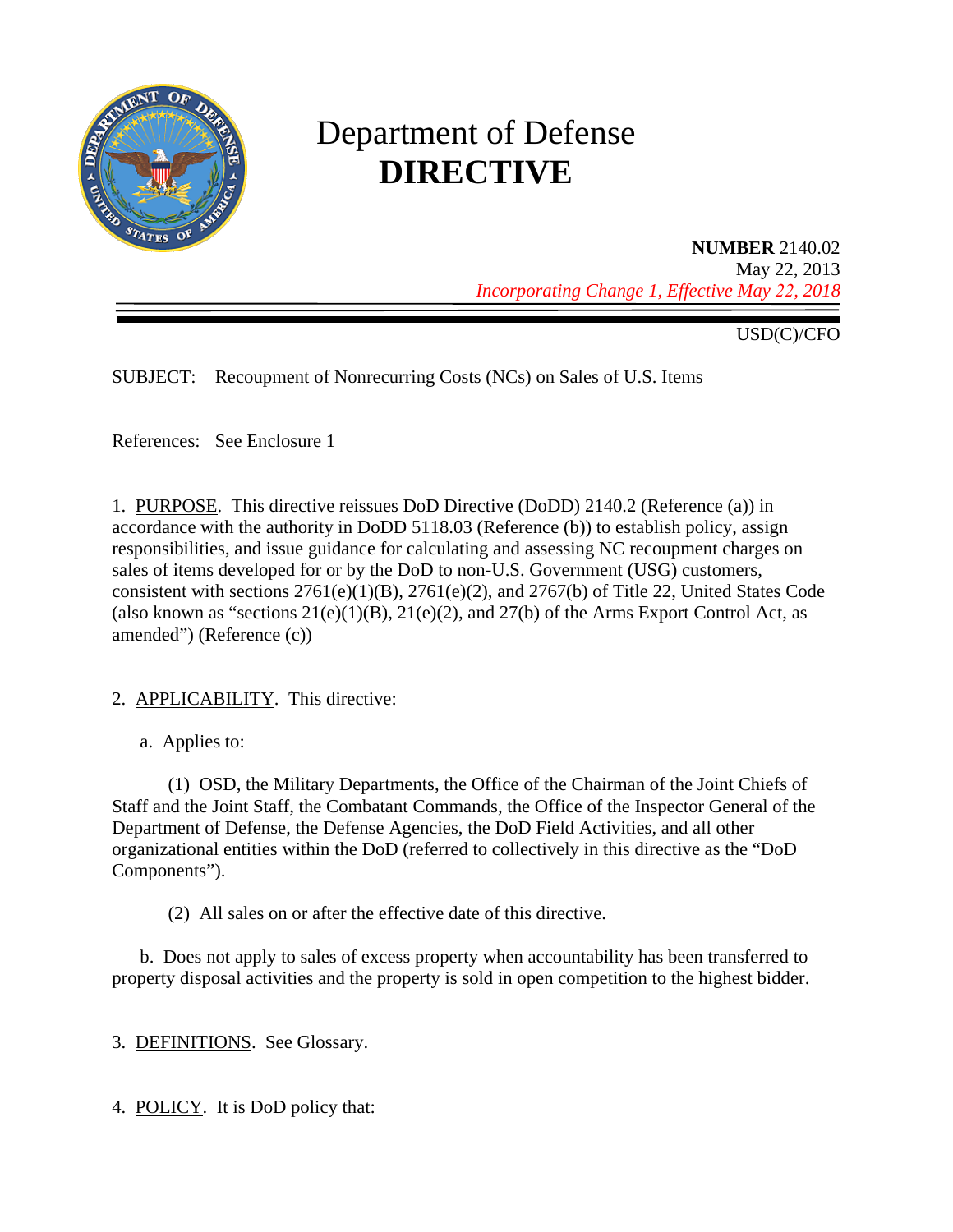# Department of Defense **DIRECTIVE**

**NUMBER** 2140.02
May 22, 2013
*Incorporating Change 1, Effective May 22, 2018*

USD(C)/CFO

SUBJECT: Recoupment of Nonrecurring Costs (NCs) on Sales of U.S. Items

References: See Enclosure 1

1. PURPOSE. This directive reissues DoD Directive (DoDD) 2140.2 (Reference (a)) in accordance with the authority in DoDD 5118.03 (Reference (b)) to establish policy, assign responsibilities, and issue guidance for calculating and assessing NC recoupment charges on sales of items developed for or by the DoD to non-U.S. Government (USG) customers, consistent with sections 2761(e)(1)(B), 2761(e)(2), and 2767(b) of Title 22, United States Code (also known as "sections 21(e)(1)(B), 21(e)(2), and 27(b) of the Arms Export Control Act, as amended") (Reference (c))

2. APPLICABILITY. This directive:

a. Applies to:

(1) OSD, the Military Departments, the Office of the Chairman of the Joint Chiefs of Staff and the Joint Staff, the Combatant Commands, the Office of the Inspector General of the Department of Defense, the Defense Agencies, the DoD Field Activities, and all other organizational entities within the DoD (referred to collectively in this directive as the "DoD Components").

(2) All sales on or after the effective date of this directive.

b. Does not apply to sales of excess property when accountability has been transferred to property disposal activities and the property is sold in open competition to the highest bidder.

3. DEFINITIONS. See Glossary.

4. POLICY. It is DoD policy that: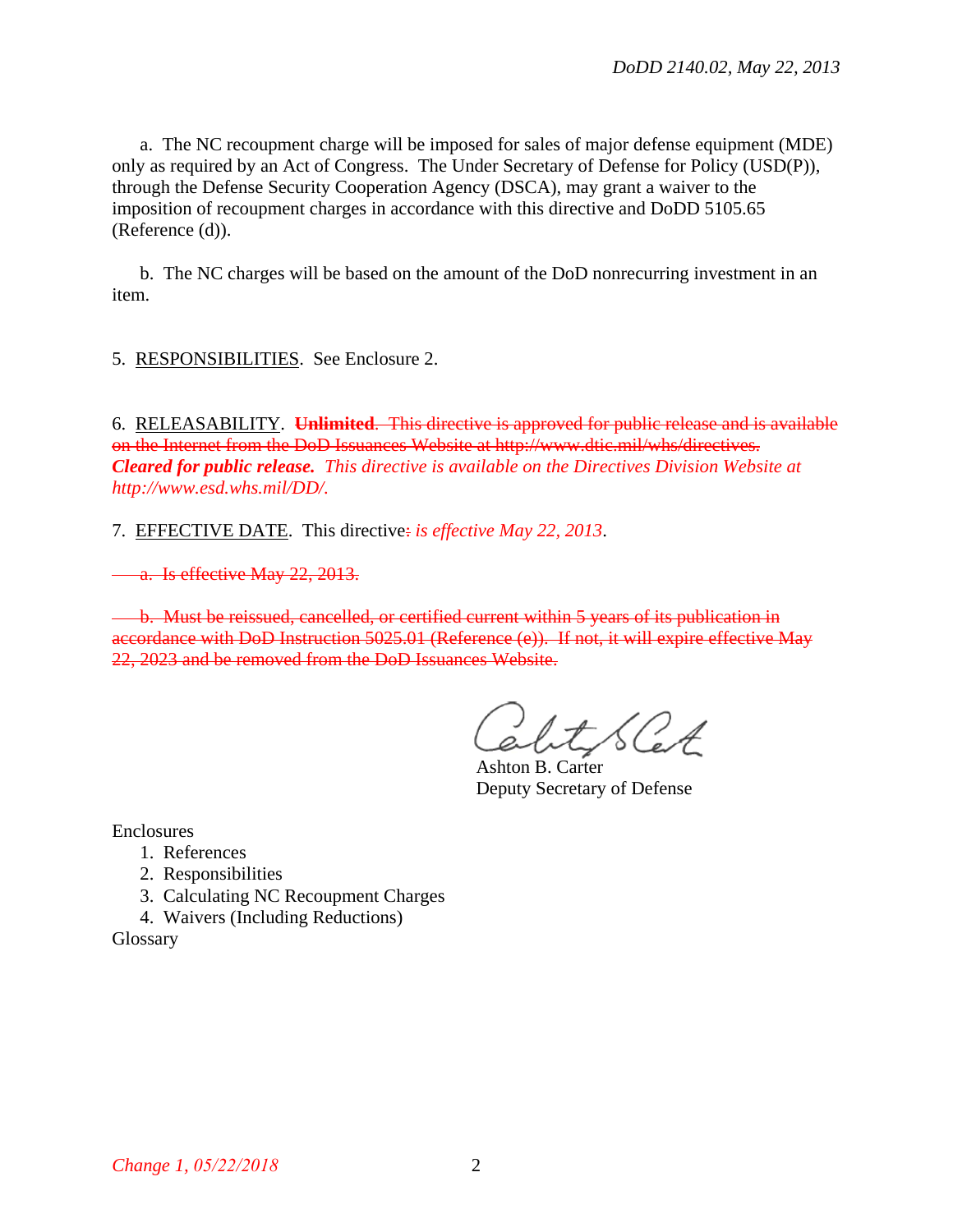a. The NC recoupment charge will be imposed for sales of major defense equipment (MDE) only as required by an Act of Congress. The Under Secretary of Defense for Policy (USD(P)), through the Defense Security Cooperation Agency (DSCA), may grant a waiver to the imposition of recoupment charges in accordance with this directive and DoDD 5105.65 (Reference (d)).

b. The NC charges will be based on the amount of the DoD nonrecurring investment in an item.

5. RESPONSIBILITIES. See Enclosure 2.

6. RELEASABILITY. ~~**Unlimited**. This directive is approved for public release and is available on the Internet from the DoD Issuances Website at http://www.dtic.mil/whs/directives.~~ ***Cleared for public release.*** *This directive is available on the Directives Division Website at http://www.esd.whs.mil/DD/.*

7. EFFECTIVE DATE. This directive~~:~~ *is effective May 22, 2013*.

~~a. Is effective May 22, 2013.~~

~~b. Must be reissued, cancelled, or certified current within 5 years of its publication in accordance with DoD Instruction 5025.01 (Reference (e)). If not, it will expire effective May 22, 2023 and be removed from the DoD Issuances Website.~~

Ashton B. Carter
Deputy Secretary of Defense

Enclosures
1. References
2. Responsibilities
3. Calculating NC Recoupment Charges
4. Waivers (Including Reductions)

Glossary

*Change 1, 05/22/2018*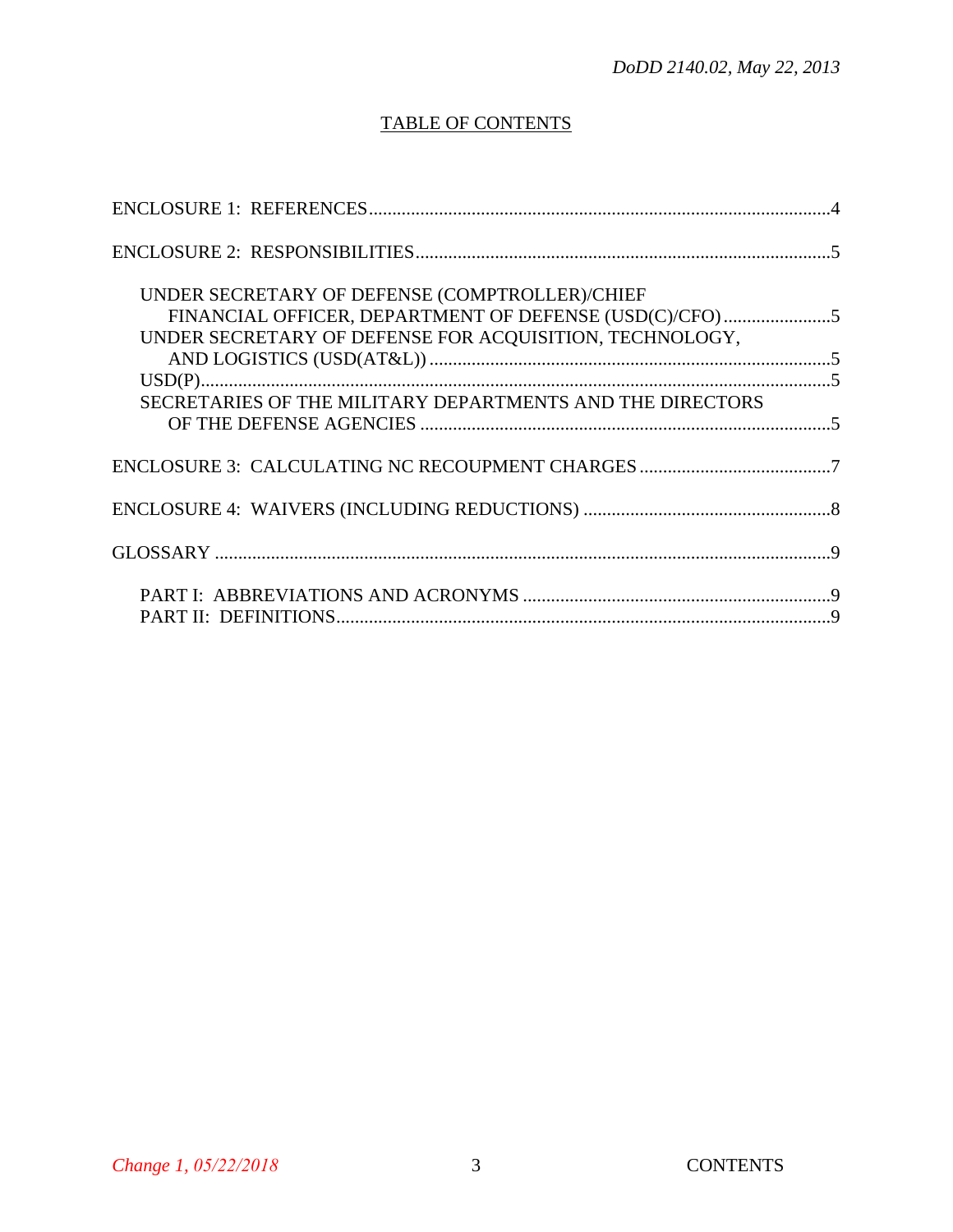## TABLE OF CONTENTS

ENCLOSURE 1: REFERENCES ....................................................................................................4

ENCLOSURE 2: RESPONSIBILITIES ........................................................................................5

- UNDER SECRETARY OF DEFENSE (COMPTROLLER)/CHIEF FINANCIAL OFFICER, DEPARTMENT OF DEFENSE (USD(C)/CFO) ........................5
- UNDER SECRETARY OF DEFENSE FOR ACQUISITION, TECHNOLOGY, AND LOGISTICS (USD(AT&L)) .........................................................................5
- USD(P).......................................................................................................................5
- SECRETARIES OF THE MILITARY DEPARTMENTS AND THE DIRECTORS OF THE DEFENSE AGENCIES ........................................................................5

ENCLOSURE 3: CALCULATING NC RECOUPMENT CHARGES ..........................................7

ENCLOSURE 4: WAIVERS (INCLUDING REDUCTIONS) .....................................................8

GLOSSARY ....................................................................................................................9

- PART I: ABBREVIATIONS AND ACRONYMS ..................................................................9
- PART II: DEFINITIONS...........................................................................................9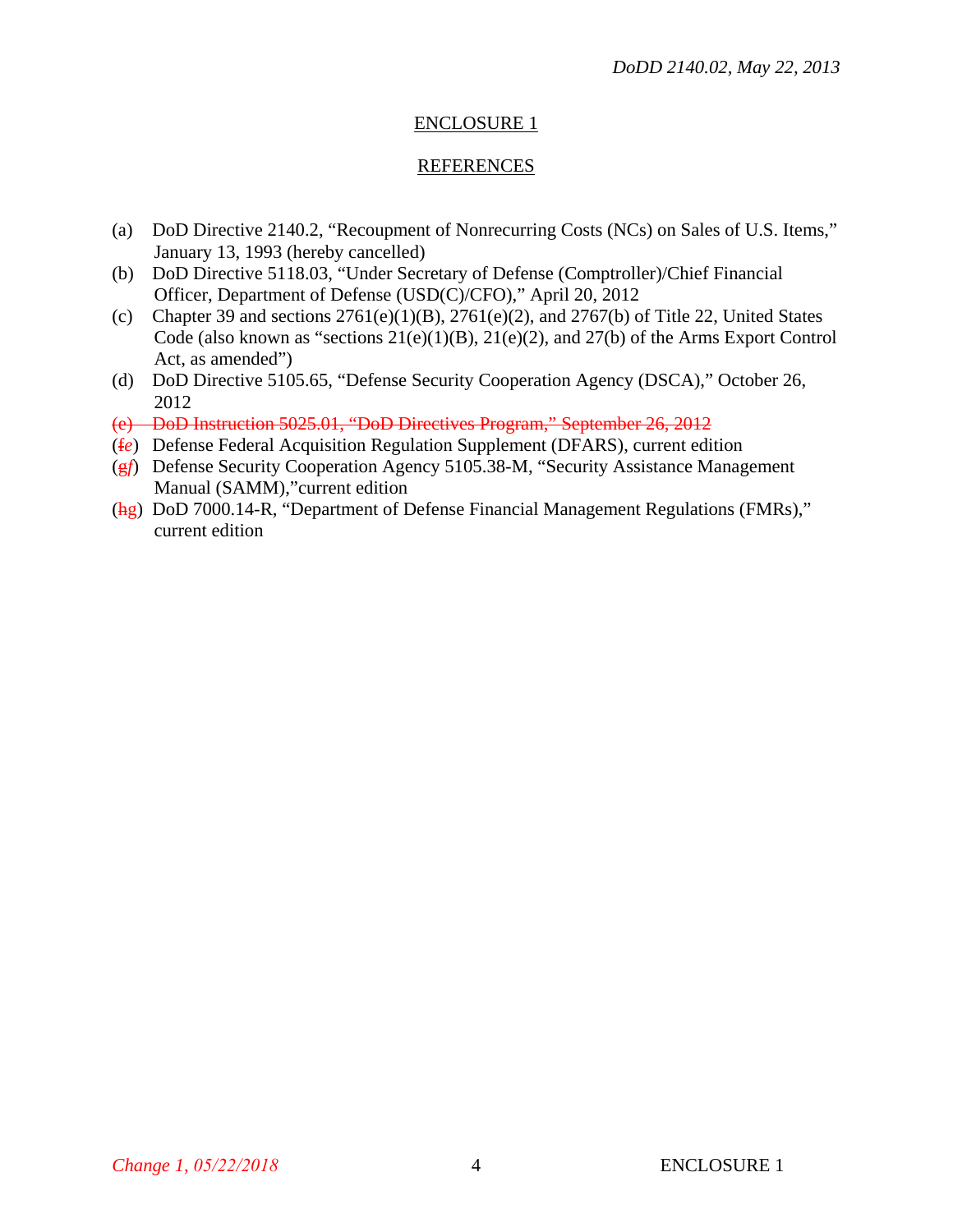## ENCLOSURE 1

## REFERENCES

(a) DoD Directive 2140.2, "Recoupment of Nonrecurring Costs (NCs) on Sales of U.S. Items," January 13, 1993 (hereby cancelled)

(b) DoD Directive 5118.03, "Under Secretary of Defense (Comptroller)/Chief Financial Officer, Department of Defense (USD(C)/CFO)," April 20, 2012

(c) Chapter 39 and sections 2761(e)(1)(B), 2761(e)(2), and 2767(b) of Title 22, United States Code (also known as "sections 21(e)(1)(B), 21(e)(2), and 27(b) of the Arms Export Control Act, as amended")

(d) DoD Directive 5105.65, "Defense Security Cooperation Agency (DSCA)," October 26, 2012

~~(e) DoD Instruction 5025.01, "DoD Directives Program," September 26, 2012~~

(~~f~~*e*) Defense Federal Acquisition Regulation Supplement (DFARS), current edition

(~~g~~*f*) Defense Security Cooperation Agency 5105.38-M, "Security Assistance Management Manual (SAMM),"current edition

(~~h~~g) DoD 7000.14-R, "Department of Defense Financial Management Regulations (FMRs)," current edition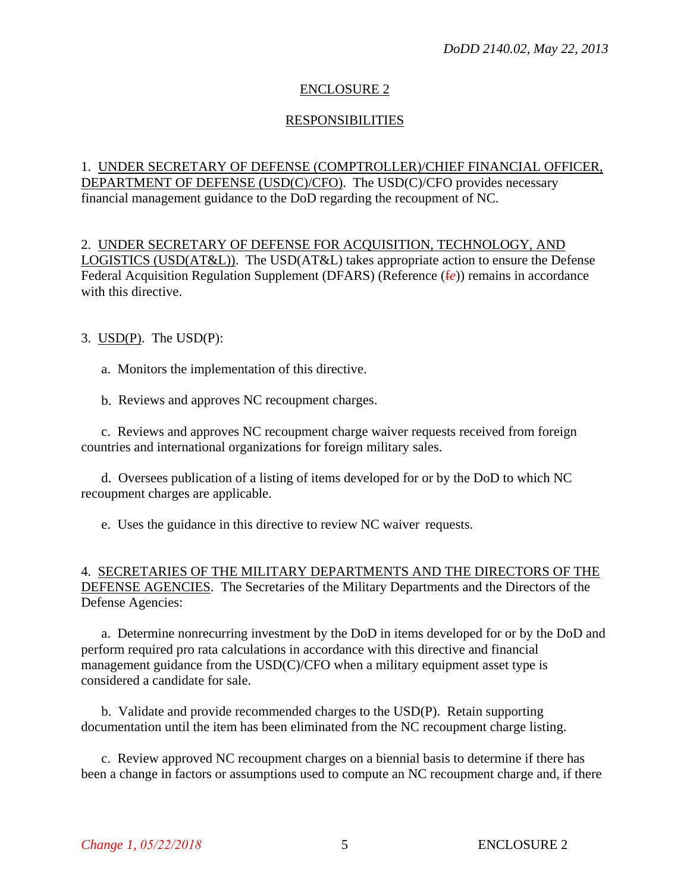## ENCLOSURE 2

## RESPONSIBILITIES

1. UNDER SECRETARY OF DEFENSE (COMPTROLLER)/CHIEF FINANCIAL OFFICER, DEPARTMENT OF DEFENSE (USD(C)/CFO). The USD(C)/CFO provides necessary financial management guidance to the DoD regarding the recoupment of NC.

2. UNDER SECRETARY OF DEFENSE FOR ACQUISITION, TECHNOLOGY, AND LOGISTICS (USD(AT&L)). The USD(AT&L) takes appropriate action to ensure the Defense Federal Acquisition Regulation Supplement (DFARS) (Reference (~~f~~*e*)) remains in accordance with this directive.

3. USD(P). The USD(P):

   a. Monitors the implementation of this directive.

   b. Reviews and approves NC recoupment charges.

   c. Reviews and approves NC recoupment charge waiver requests received from foreign countries and international organizations for foreign military sales.

   d. Oversees publication of a listing of items developed for or by the DoD to which NC recoupment charges are applicable.

   e. Uses the guidance in this directive to review NC waiver requests.

4. SECRETARIES OF THE MILITARY DEPARTMENTS AND THE DIRECTORS OF THE DEFENSE AGENCIES. The Secretaries of the Military Departments and the Directors of the Defense Agencies:

   a. Determine nonrecurring investment by the DoD in items developed for or by the DoD and perform required pro rata calculations in accordance with this directive and financial management guidance from the USD(C)/CFO when a military equipment asset type is considered a candidate for sale.

   b. Validate and provide recommended charges to the USD(P). Retain supporting documentation until the item has been eliminated from the NC recoupment charge listing.

   c. Review approved NC recoupment charges on a biennial basis to determine if there has been a change in factors or assumptions used to compute an NC recoupment charge and, if there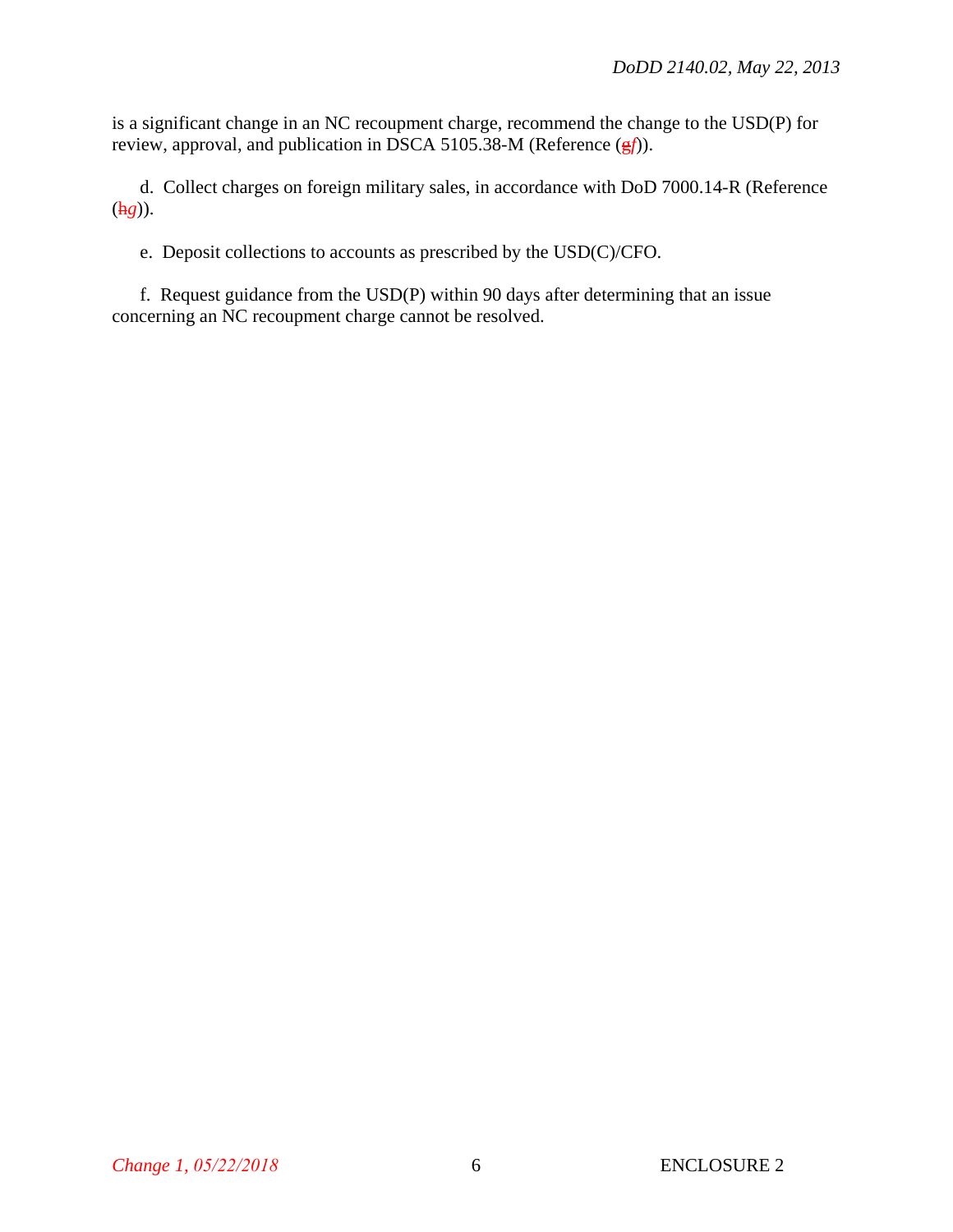is a significant change in an NC recoupment charge, recommend the change to the USD(P) for review, approval, and publication in DSCA 5105.38-M (Reference (~~g~~*f*)).

d. Collect charges on foreign military sales, in accordance with DoD 7000.14-R (Reference (~~h~~*g*)).

e. Deposit collections to accounts as prescribed by the USD(C)/CFO.

f. Request guidance from the USD(P) within 90 days after determining that an issue concerning an NC recoupment charge cannot be resolved.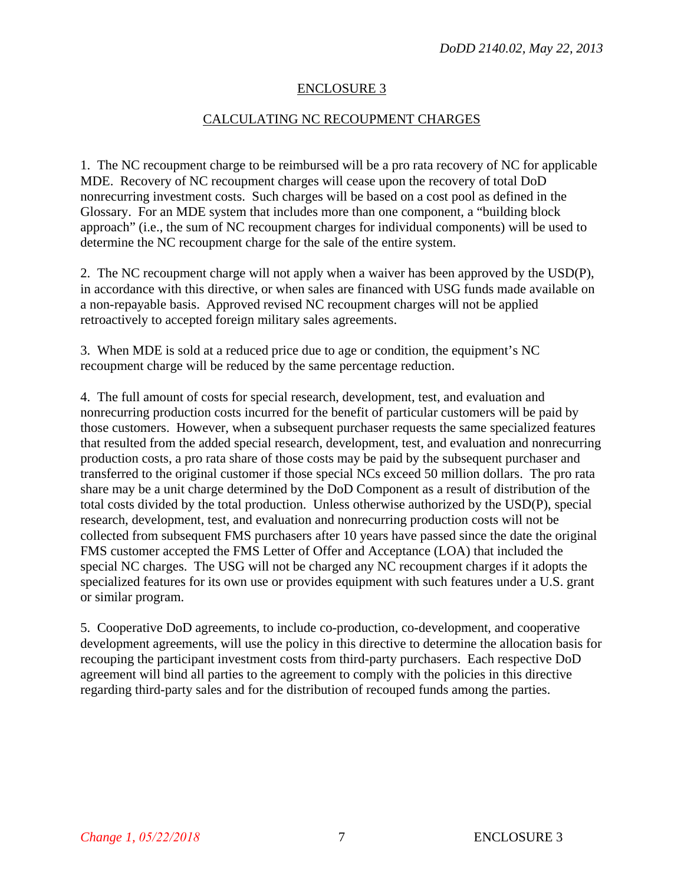## ENCLOSURE 3

## CALCULATING NC RECOUPMENT CHARGES

1. The NC recoupment charge to be reimbursed will be a pro rata recovery of NC for applicable MDE. Recovery of NC recoupment charges will cease upon the recovery of total DoD nonrecurring investment costs. Such charges will be based on a cost pool as defined in the Glossary. For an MDE system that includes more than one component, a "building block approach" (i.e., the sum of NC recoupment charges for individual components) will be used to determine the NC recoupment charge for the sale of the entire system.

2. The NC recoupment charge will not apply when a waiver has been approved by the USD(P), in accordance with this directive, or when sales are financed with USG funds made available on a non-repayable basis. Approved revised NC recoupment charges will not be applied retroactively to accepted foreign military sales agreements.

3. When MDE is sold at a reduced price due to age or condition, the equipment's NC recoupment charge will be reduced by the same percentage reduction.

4. The full amount of costs for special research, development, test, and evaluation and nonrecurring production costs incurred for the benefit of particular customers will be paid by those customers. However, when a subsequent purchaser requests the same specialized features that resulted from the added special research, development, test, and evaluation and nonrecurring production costs, a pro rata share of those costs may be paid by the subsequent purchaser and transferred to the original customer if those special NCs exceed 50 million dollars. The pro rata share may be a unit charge determined by the DoD Component as a result of distribution of the total costs divided by the total production. Unless otherwise authorized by the USD(P), special research, development, test, and evaluation and nonrecurring production costs will not be collected from subsequent FMS purchasers after 10 years have passed since the date the original FMS customer accepted the FMS Letter of Offer and Acceptance (LOA) that included the special NC charges. The USG will not be charged any NC recoupment charges if it adopts the specialized features for its own use or provides equipment with such features under a U.S. grant or similar program.

5. Cooperative DoD agreements, to include co-production, co-development, and cooperative development agreements, will use the policy in this directive to determine the allocation basis for recouping the participant investment costs from third-party purchasers. Each respective DoD agreement will bind all parties to the agreement to comply with the policies in this directive regarding third-party sales and for the distribution of recouped funds among the parties.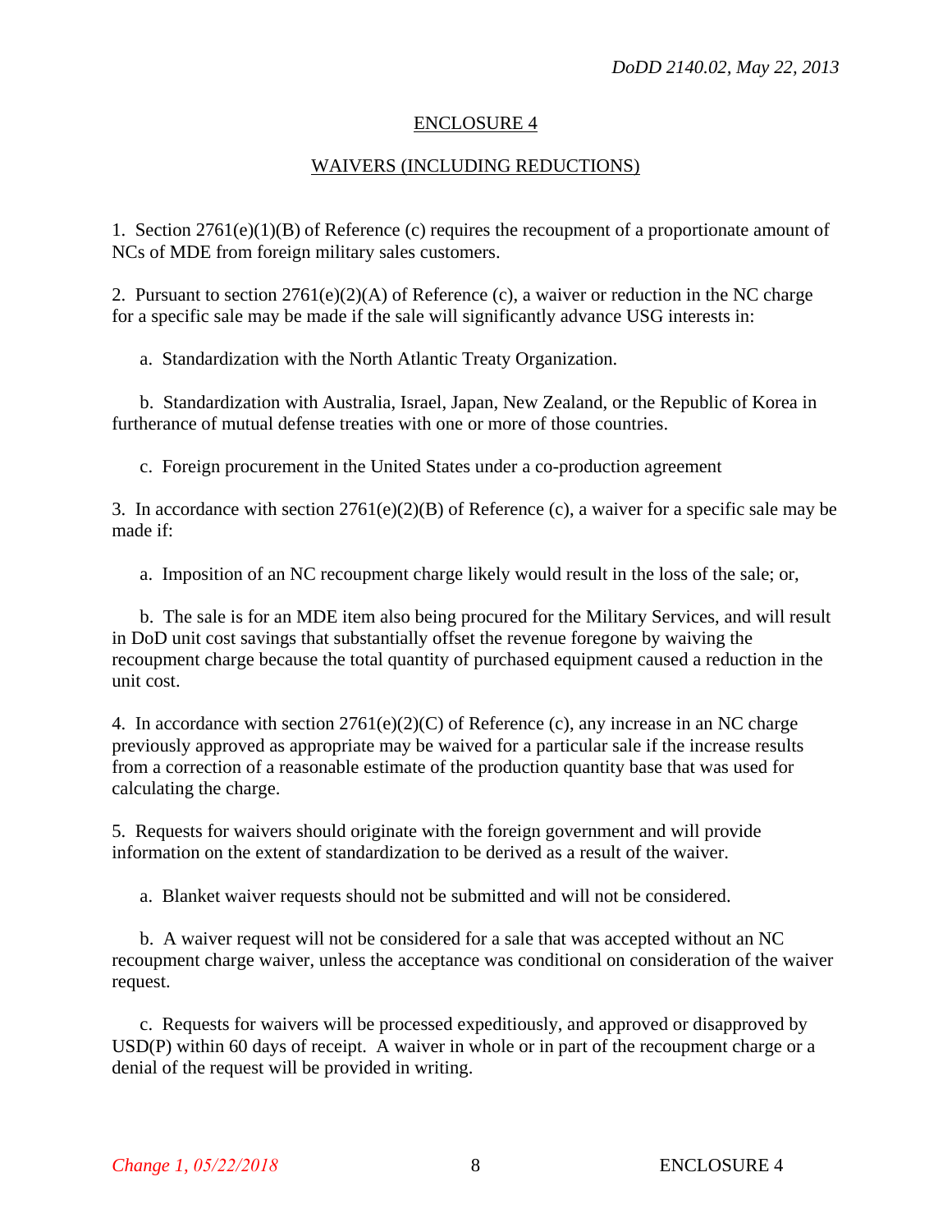## ENCLOSURE 4

## WAIVERS (INCLUDING REDUCTIONS)

1. Section 2761(e)(1)(B) of Reference (c) requires the recoupment of a proportionate amount of NCs of MDE from foreign military sales customers.

2. Pursuant to section 2761(e)(2)(A) of Reference (c), a waiver or reduction in the NC charge for a specific sale may be made if the sale will significantly advance USG interests in:

   a. Standardization with the North Atlantic Treaty Organization.

   b. Standardization with Australia, Israel, Japan, New Zealand, or the Republic of Korea in furtherance of mutual defense treaties with one or more of those countries.

   c. Foreign procurement in the United States under a co-production agreement

3. In accordance with section 2761(e)(2)(B) of Reference (c), a waiver for a specific sale may be made if:

   a. Imposition of an NC recoupment charge likely would result in the loss of the sale; or,

   b. The sale is for an MDE item also being procured for the Military Services, and will result in DoD unit cost savings that substantially offset the revenue foregone by waiving the recoupment charge because the total quantity of purchased equipment caused a reduction in the unit cost.

4. In accordance with section 2761(e)(2)(C) of Reference (c), any increase in an NC charge previously approved as appropriate may be waived for a particular sale if the increase results from a correction of a reasonable estimate of the production quantity base that was used for calculating the charge.

5. Requests for waivers should originate with the foreign government and will provide information on the extent of standardization to be derived as a result of the waiver.

   a. Blanket waiver requests should not be submitted and will not be considered.

   b. A waiver request will not be considered for a sale that was accepted without an NC recoupment charge waiver, unless the acceptance was conditional on consideration of the waiver request.

   c. Requests for waivers will be processed expeditiously, and approved or disapproved by USD(P) within 60 days of receipt. A waiver in whole or in part of the recoupment charge or a denial of the request will be provided in writing.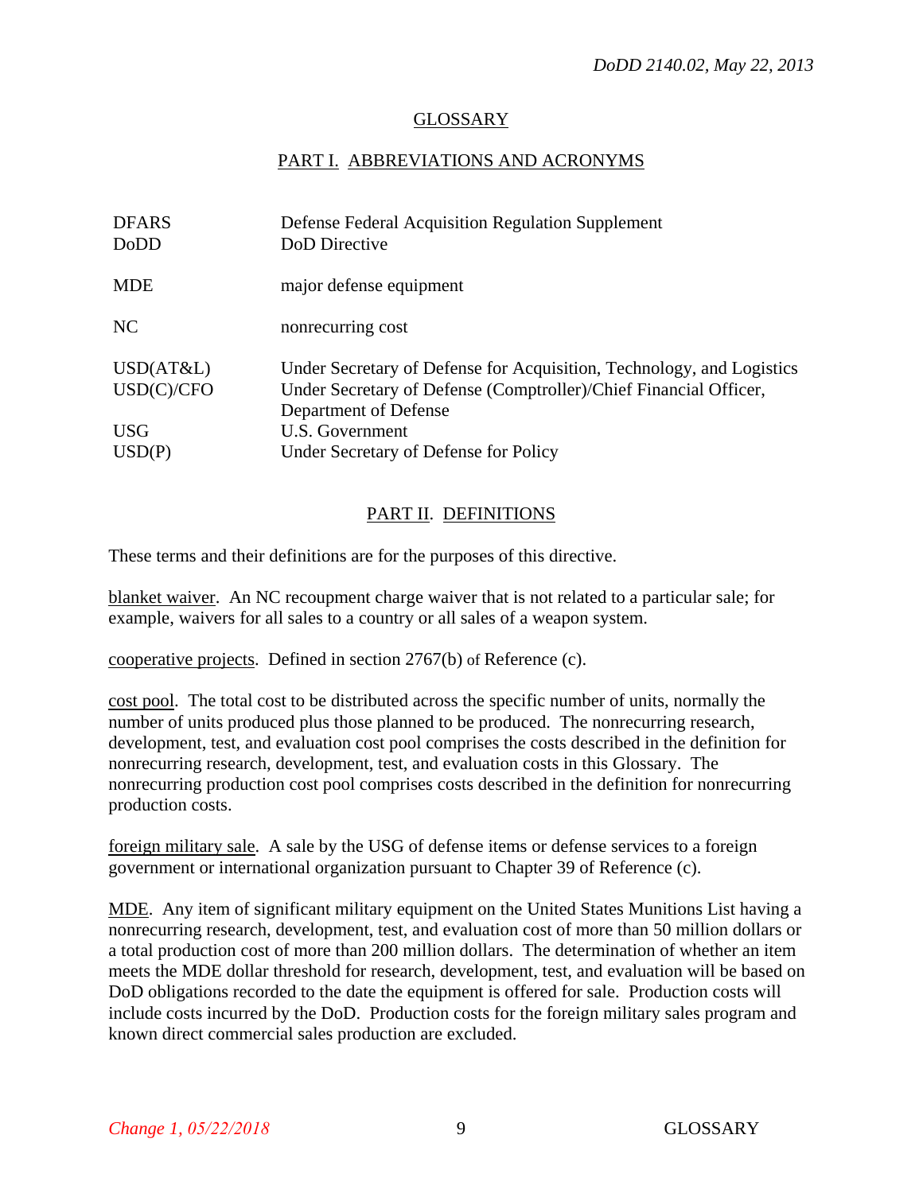## GLOSSARY

### PART I. ABBREVIATIONS AND ACRONYMS

| | |
|---|---|
| DFARS | Defense Federal Acquisition Regulation Supplement |
| DoDD | DoD Directive |
| MDE | major defense equipment |
| NC | nonrecurring cost |
| USD(AT&L) | Under Secretary of Defense for Acquisition, Technology, and Logistics |
| USD(C)/CFO | Under Secretary of Defense (Comptroller)/Chief Financial Officer, Department of Defense |
| USG | U.S. Government |
| USD(P) | Under Secretary of Defense for Policy |

### PART II. DEFINITIONS

These terms and their definitions are for the purposes of this directive.

blanket waiver. An NC recoupment charge waiver that is not related to a particular sale; for example, waivers for all sales to a country or all sales of a weapon system.

cooperative projects. Defined in section 2767(b) of Reference (c).

cost pool. The total cost to be distributed across the specific number of units, normally the number of units produced plus those planned to be produced. The nonrecurring research, development, test, and evaluation cost pool comprises the costs described in the definition for nonrecurring research, development, test, and evaluation costs in this Glossary. The nonrecurring production cost pool comprises costs described in the definition for nonrecurring production costs.

foreign military sale. A sale by the USG of defense items or defense services to a foreign government or international organization pursuant to Chapter 39 of Reference (c).

MDE. Any item of significant military equipment on the United States Munitions List having a nonrecurring research, development, test, and evaluation cost of more than 50 million dollars or a total production cost of more than 200 million dollars. The determination of whether an item meets the MDE dollar threshold for research, development, test, and evaluation will be based on DoD obligations recorded to the date the equipment is offered for sale. Production costs will include costs incurred by the DoD. Production costs for the foreign military sales program and known direct commercial sales production are excluded.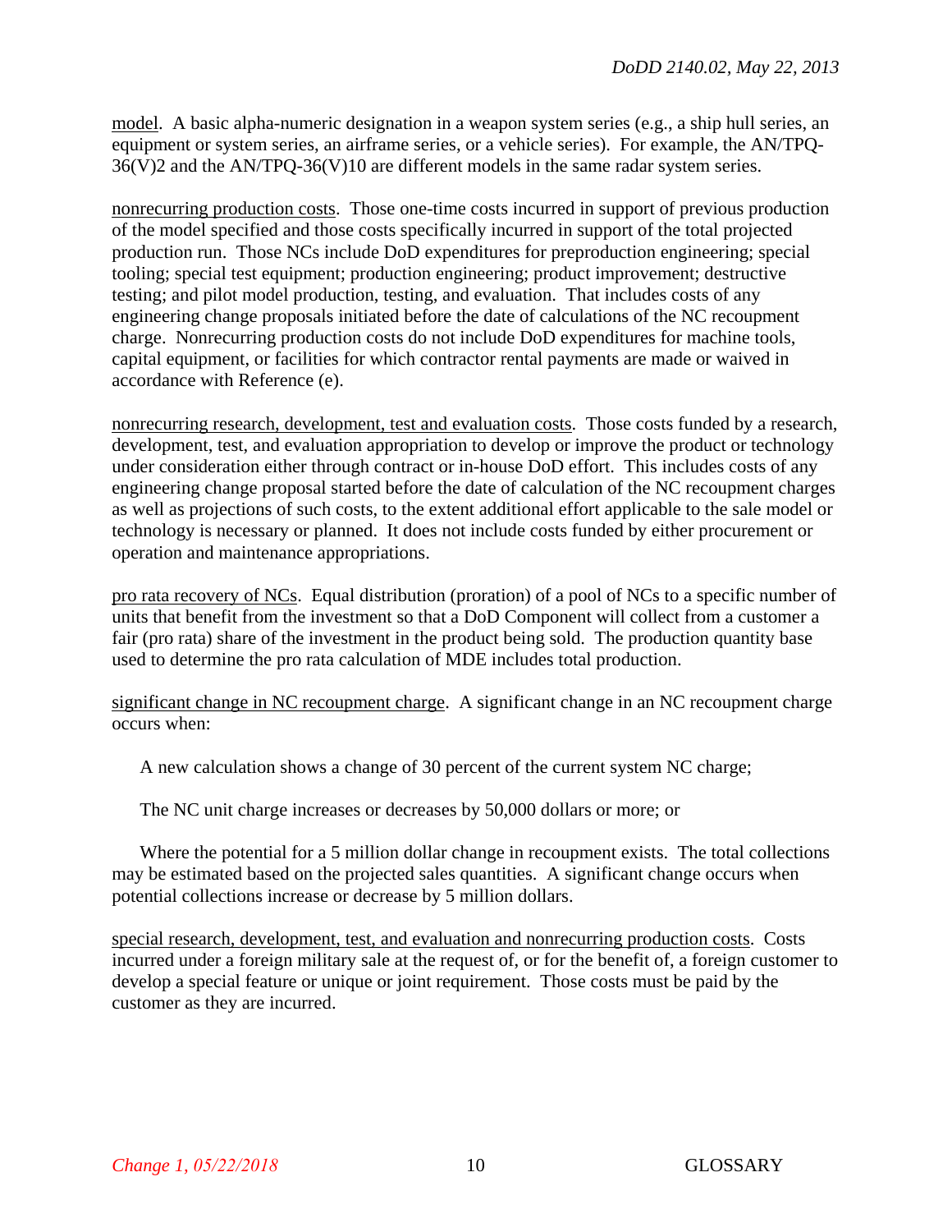<u>model</u>. A basic alpha-numeric designation in a weapon system series (e.g., a ship hull series, an equipment or system series, an airframe series, or a vehicle series). For example, the AN/TPQ-36(V)2 and the AN/TPQ-36(V)10 are different models in the same radar system series.

<u>nonrecurring production costs</u>. Those one-time costs incurred in support of previous production of the model specified and those costs specifically incurred in support of the total projected production run. Those NCs include DoD expenditures for preproduction engineering; special tooling; special test equipment; production engineering; product improvement; destructive testing; and pilot model production, testing, and evaluation. That includes costs of any engineering change proposals initiated before the date of calculations of the NC recoupment charge. Nonrecurring production costs do not include DoD expenditures for machine tools, capital equipment, or facilities for which contractor rental payments are made or waived in accordance with Reference (e).

<u>nonrecurring research, development, test and evaluation costs</u>. Those costs funded by a research, development, test, and evaluation appropriation to develop or improve the product or technology under consideration either through contract or in-house DoD effort. This includes costs of any engineering change proposal started before the date of calculation of the NC recoupment charges as well as projections of such costs, to the extent additional effort applicable to the sale model or technology is necessary or planned. It does not include costs funded by either procurement or operation and maintenance appropriations.

<u>pro rata recovery of NCs</u>. Equal distribution (proration) of a pool of NCs to a specific number of units that benefit from the investment so that a DoD Component will collect from a customer a fair (pro rata) share of the investment in the product being sold. The production quantity base used to determine the pro rata calculation of MDE includes total production.

<u>significant change in NC recoupment charge</u>. A significant change in an NC recoupment charge occurs when:

A new calculation shows a change of 30 percent of the current system NC charge;

The NC unit charge increases or decreases by 50,000 dollars or more; or

Where the potential for a 5 million dollar change in recoupment exists. The total collections may be estimated based on the projected sales quantities. A significant change occurs when potential collections increase or decrease by 5 million dollars.

<u>special research, development, test, and evaluation and nonrecurring production costs</u>. Costs incurred under a foreign military sale at the request of, or for the benefit of, a foreign customer to develop a special feature or unique or joint requirement. Those costs must be paid by the customer as they are incurred.